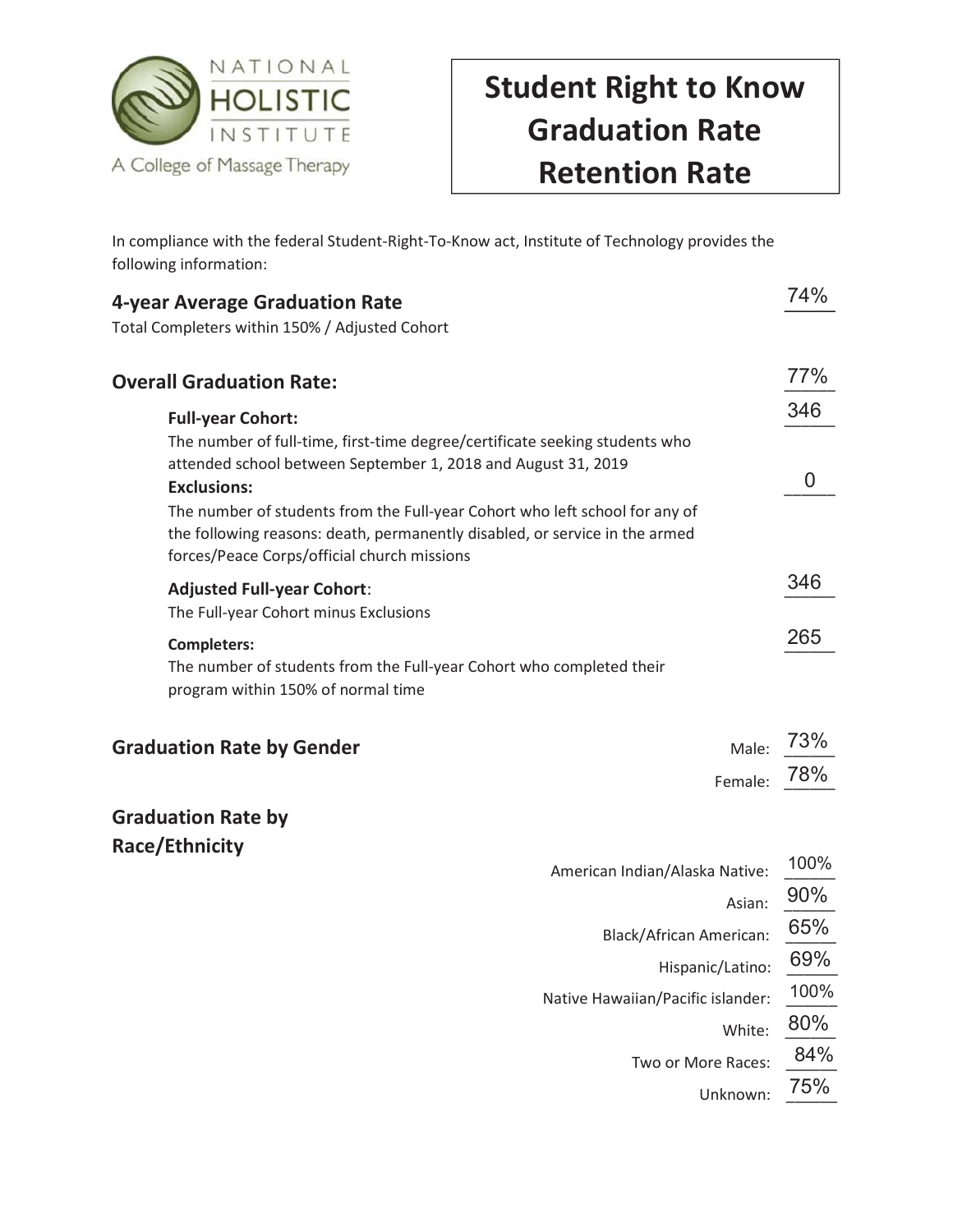NATIONAL HOLISTIC INSTITUTE

A College of Massage Therapy

# Student Right to Know Graduation Rate Retention Rate

In compliance with the federal Student-Right-To-Know act, Institute of Technology provides the following information:

## 4-year Average Graduation Rate — 74%

Total Completers within 150% / Adjusted Cohort

## Overall Graduation Rate: 77%

**Full-year Cohort:** 346

The number of full-time, first-time degree/certificate seeking students who attended school between September 1, 2018 and August 31, 2019

**Exclusions:** 0

The number of students from the Full-year Cohort who left school for any of the following reasons: death, permanently disabled, or service in the armed forces/Peace Corps/official church missions

**Adjusted Full-year Cohort**: 346

The Full-year Cohort minus Exclusions

**Completers:** 265

The number of students from the Full-year Cohort who completed their program within 150% of normal time

## Graduation Rate by Gender

| Gender | Rate |
| --- | --- |
| Male: | 73% |
| Female: | 78% |

## Graduation Rate by Race/Ethnicity

| Race/Ethnicity | Rate |
| --- | --- |
| American Indian/Alaska Native: | 100% |
| Asian: | 90% |
| Black/African American: | 65% |
| Hispanic/Latino: | 69% |
| Native Hawaiian/Pacific islander: | 100% |
| White: | 80% |
| Two or More Races: | 84% |
| Unknown: | 75% |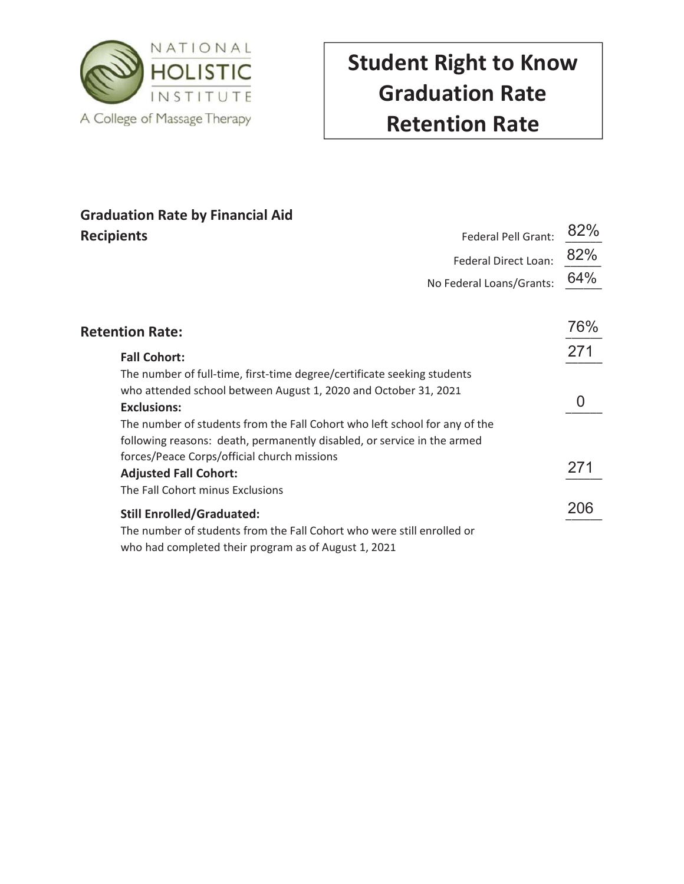NATIONAL HOLISTIC INSTITUTE

A College of Massage Therapy

# Student Right to Know Graduation Rate Retention Rate

## Graduation Rate by Financial Aid Recipients

| | |
|---|---|
| Federal Pell Grant: | 82% |
| Federal Direct Loan: | 82% |
| No Federal Loans/Grants: | 64% |

## Retention Rate: 76%

**Fall Cohort:** 271

The number of full-time, first-time degree/certificate seeking students who attended school between August 1, 2020 and October 31, 2021

**Exclusions:** 0

The number of students from the Fall Cohort who left school for any of the following reasons: death, permanently disabled, or service in the armed forces/Peace Corps/official church missions

**Adjusted Fall Cohort:** 271

The Fall Cohort minus Exclusions

**Still Enrolled/Graduated:** 206

The number of students from the Fall Cohort who were still enrolled or who had completed their program as of August 1, 2021